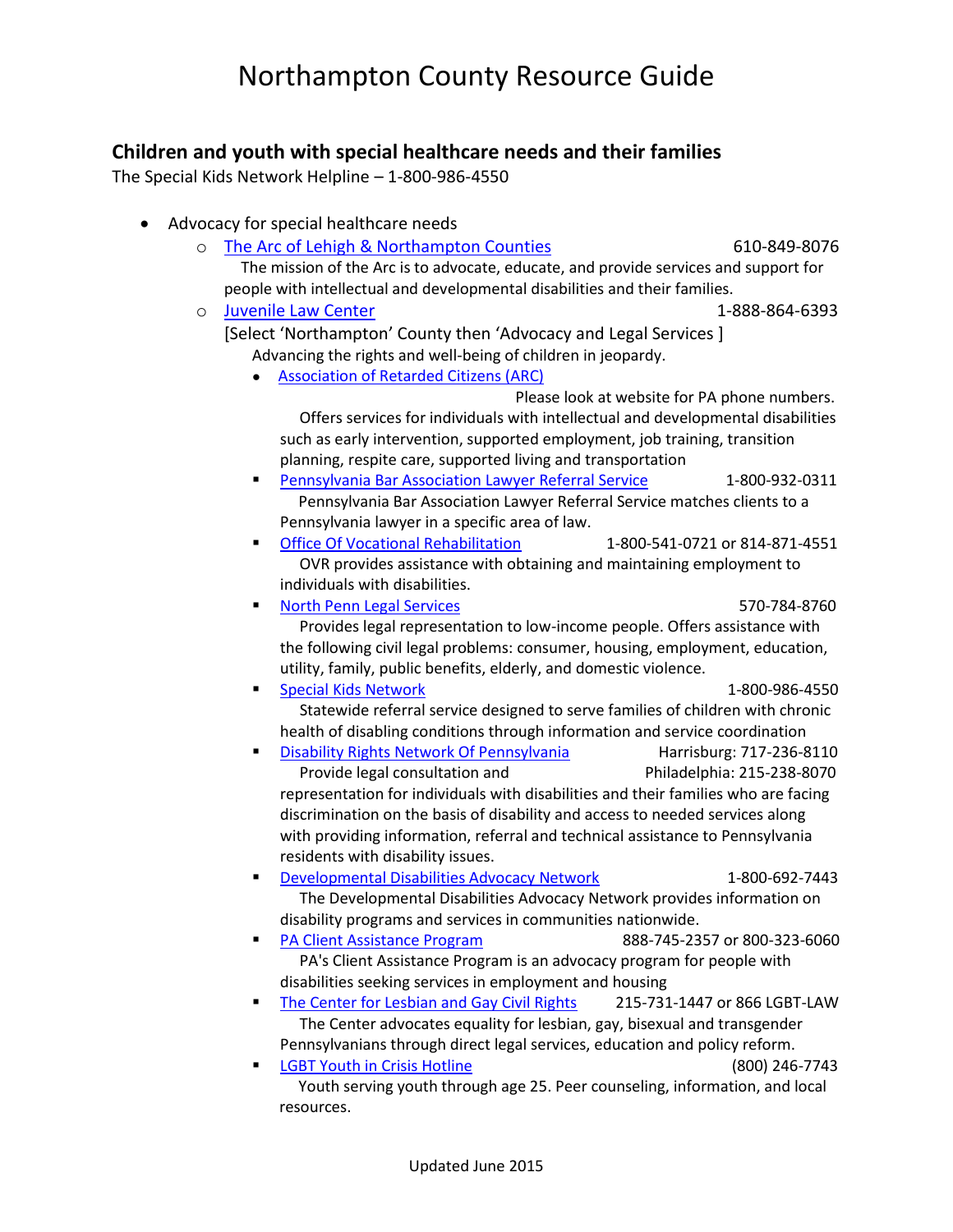# Northampton County Resource Guide

## Children and youth with special healthcare needs and their families

The Special Kids Network Helpline – 1-800-986-4550

- Advocacy for special healthcare needs
  - The Arc of Lehigh & Northampton Counties 610-849-8076
    The mission of the Arc is to advocate, educate, and provide services and support for people with intellectual and developmental disabilities and their families.
  - Juvenile Law Center 1-888-864-6393
    [Select 'Northampton' County then 'Advocacy and Legal Services ]
    Advancing the rights and well-being of children in jeopardy.
    - Association of Retarded Citizens (ARC)
      Please look at website for PA phone numbers.
      Offers services for individuals with intellectual and developmental disabilities such as early intervention, supported employment, job training, transition planning, respite care, supported living and transportation
    - Pennsylvania Bar Association Lawyer Referral Service 1-800-932-0311
      Pennsylvania Bar Association Lawyer Referral Service matches clients to a Pennsylvania lawyer in a specific area of law.
    - Office Of Vocational Rehabilitation 1-800-541-0721 or 814-871-4551
      OVR provides assistance with obtaining and maintaining employment to individuals with disabilities.
    - North Penn Legal Services 570-784-8760
      Provides legal representation to low-income people. Offers assistance with the following civil legal problems: consumer, housing, employment, education, utility, family, public benefits, elderly, and domestic violence.
    - Special Kids Network 1-800-986-4550
      Statewide referral service designed to serve families of children with chronic health of disabling conditions through information and service coordination
    - Disability Rights Network Of Pennsylvania Harrisburg: 717-236-8110 Philadelphia: 215-238-8070
      Provide legal consultation and representation for individuals with disabilities and their families who are facing discrimination on the basis of disability and access to needed services along with providing information, referral and technical assistance to Pennsylvania residents with disability issues.
    - Developmental Disabilities Advocacy Network 1-800-692-7443
      The Developmental Disabilities Advocacy Network provides information on disability programs and services in communities nationwide.
    - PA Client Assistance Program 888-745-2357 or 800-323-6060
      PA's Client Assistance Program is an advocacy program for people with disabilities seeking services in employment and housing
    - The Center for Lesbian and Gay Civil Rights 215-731-1447 or 866 LGBT-LAW
      The Center advocates equality for lesbian, gay, bisexual and transgender Pennsylvanians through direct legal services, education and policy reform.
    - LGBT Youth in Crisis Hotline (800) 246-7743
      Youth serving youth through age 25. Peer counseling, information, and local resources.

Updated June 2015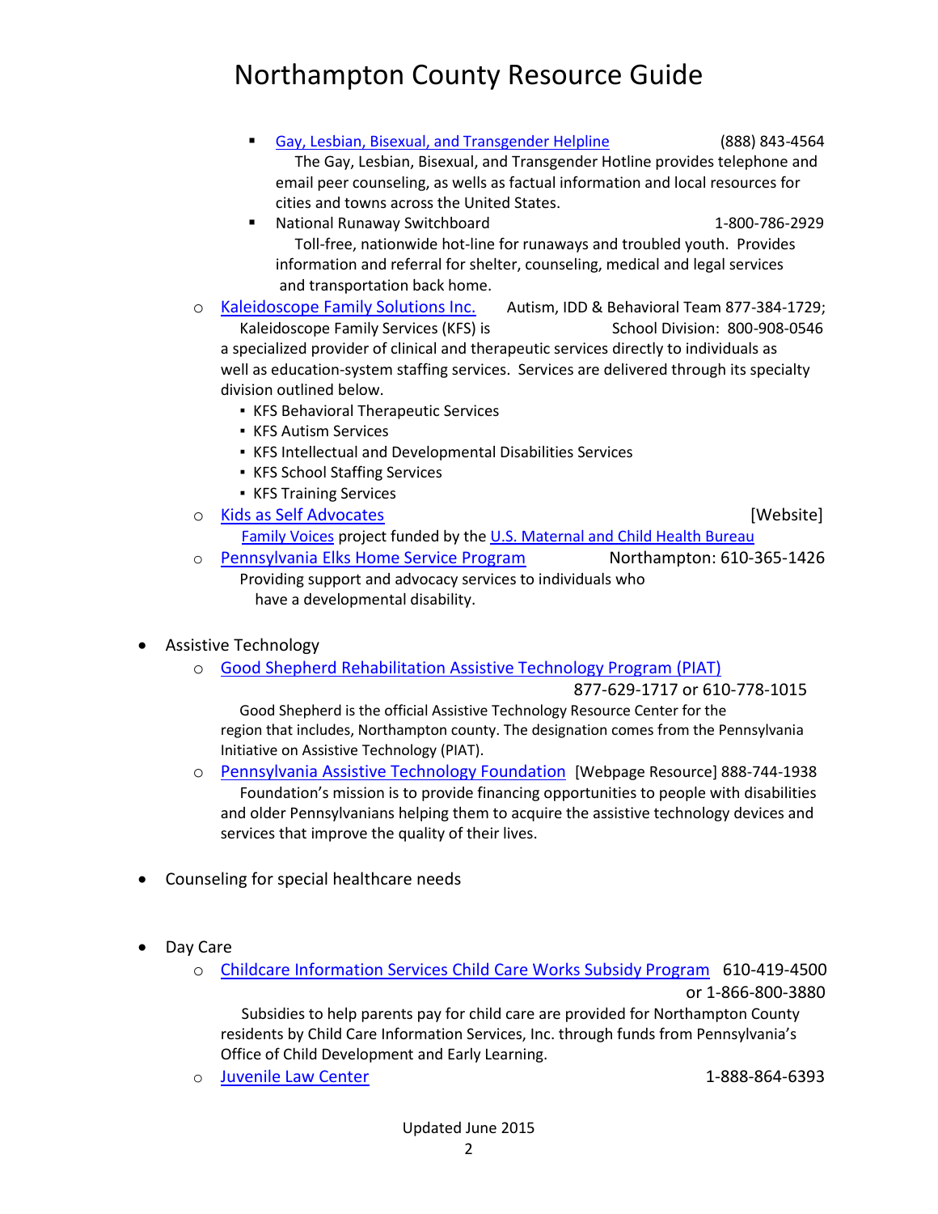- [ ] 
    - [ ] 
        - Gay, Lesbian, Bisexual, and Transgender Helpline (888) 843-4564
          The Gay, Lesbian, Bisexual, and Transgender Hotline provides telephone and email peer counseling, as wells as factual information and local resources for cities and towns across the United States.
        - National Runaway Switchboard 1-800-786-2929
          Toll-free, nationwide hot-line for runaways and troubled youth. Provides information and referral for shelter, counseling, medical and legal services and transportation back home.
    - Kaleidoscope Family Solutions Inc. Autism, IDD & Behavioral Team 877-384-1729; School Division: 800-908-0546
      Kaleidoscope Family Services (KFS) is a specialized provider of clinical and therapeutic services directly to individuals as well as education-system staffing services. Services are delivered through its specialty division outlined below.
        - KFS Behavioral Therapeutic Services
        - KFS Autism Services
        - KFS Intellectual and Developmental Disabilities Services
        - KFS School Staffing Services
        - KFS Training Services
    - Kids as Self Advocates [Website]
      Family Voices project funded by the U.S. Maternal and Child Health Bureau
    - Pennsylvania Elks Home Service Program Northampton: 610-365-1426
      Providing support and advocacy services to individuals who have a developmental disability.

- Assistive Technology
    - Good Shepherd Rehabilitation Assistive Technology Program (PIAT)
      877-629-1717 or 610-778-1015
      Good Shepherd is the official Assistive Technology Resource Center for the region that includes, Northampton county. The designation comes from the Pennsylvania Initiative on Assistive Technology (PIAT).
    - Pennsylvania Assistive Technology Foundation [Webpage Resource] 888-744-1938
      Foundation's mission is to provide financing opportunities to people with disabilities and older Pennsylvanians helping them to acquire the assistive technology devices and services that improve the quality of their lives.

- Counseling for special healthcare needs

- Day Care
    - Childcare Information Services Child Care Works Subsidy Program 610-419-4500 or 1-866-800-3880
      Subsidies to help parents pay for child care are provided for Northampton County residents by Child Care Information Services, Inc. through funds from Pennsylvania's Office of Child Development and Early Learning.
    - Juvenile Law Center 1-888-864-6393

Updated June 2015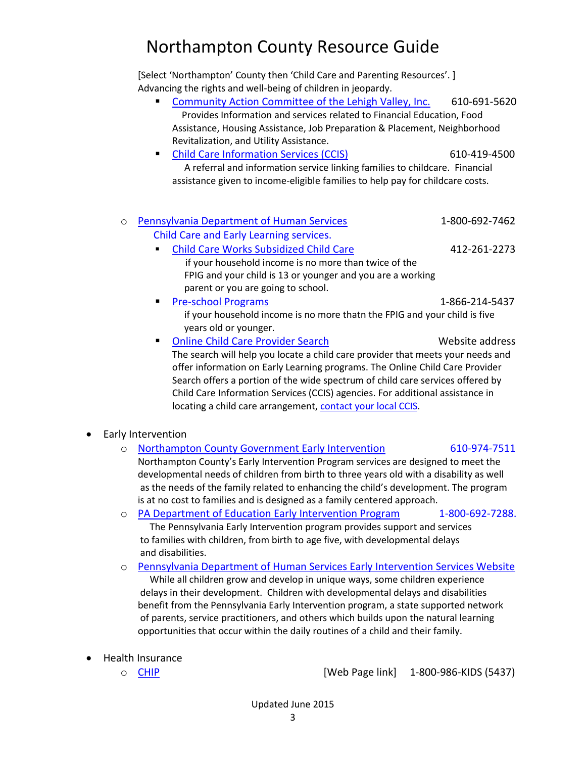[Select 'Northampton' County then 'Child Care and Parenting Resources'. ]
Advancing the rights and well-being of children in jeopardy.

- Community Action Committee of the Lehigh Valley, Inc. 610-691-5620
  Provides Information and services related to Financial Education, Food Assistance, Housing Assistance, Job Preparation & Placement, Neighborhood Revitalization, and Utility Assistance.
- Child Care Information Services (CCIS) 610-419-4500
  A referral and information service linking families to childcare. Financial assistance given to income-eligible families to help pay for childcare costs.

- Pennsylvania Department of Human Services 1-800-692-7462
  Child Care and Early Learning services.
  - Child Care Works Subsidized Child Care 412-261-2273
    if your household income is no more than twice of the FPIG and your child is 13 or younger and you are a working parent or you are going to school.
  - Pre-school Programs 1-866-214-5437
    if your household income is no more thatn the FPIG and your child is five years old or younger.
  - Online Child Care Provider Search Website address
    The search will help you locate a child care provider that meets your needs and offer information on Early Learning programs. The Online Child Care Provider Search offers a portion of the wide spectrum of child care services offered by Child Care Information Services (CCIS) agencies. For additional assistance in locating a child care arrangement, contact your local CCIS.

- Early Intervention
  - Northampton County Government Early Intervention 610-974-7511
    Northampton County's Early Intervention Program services are designed to meet the developmental needs of children from birth to three years old with a disability as well as the needs of the family related to enhancing the child's development. The program is at no cost to families and is designed as a family centered approach.
  - PA Department of Education Early Intervention Program 1-800-692-7288.
    The Pennsylvania Early Intervention program provides support and services to families with children, from birth to age five, with developmental delays and disabilities.
  - Pennsylvania Department of Human Services Early Intervention Services Website
    While all children grow and develop in unique ways, some children experience delays in their development. Children with developmental delays and disabilities benefit from the Pennsylvania Early Intervention program, a state supported network of parents, service practitioners, and others which builds upon the natural learning opportunities that occur within the daily routines of a child and their family.

- Health Insurance
  - CHIP [Web Page link] 1-800-986-KIDS (5437)

Updated June 2015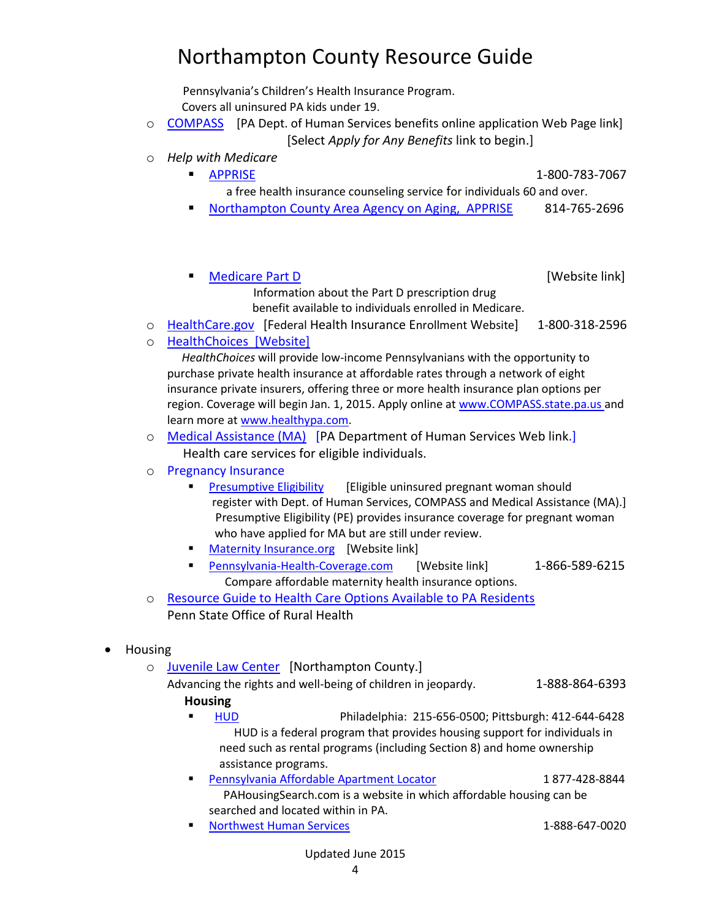Pennsylvania's Children's Health Insurance Program.
Covers all uninsured PA kids under 19.

- COMPASS [PA Dept. of Human Services benefits online application Web Page link] [Select *Apply for Any Benefits* link to begin.]
- *Help with Medicare*
  - APPRISE 1-800-783-7067
    a free health insurance counseling service for individuals 60 and over.
  - Northampton County Area Agency on Aging, APPRISE 814-765-2696
  - Medicare Part D [Website link]
    Information about the Part D prescription drug benefit available to individuals enrolled in Medicare.
- HealthCare.gov [Federal Health Insurance Enrollment Website] 1-800-318-2596
- HealthChoices [Website]
  *HealthChoices* will provide low-income Pennsylvanians with the opportunity to purchase private health insurance at affordable rates through a network of eight insurance private insurers, offering three or more health insurance plan options per region. Coverage will begin Jan. 1, 2015. Apply online at www.COMPASS.state.pa.us and learn more at www.healthypa.com.
- Medical Assistance (MA) [PA Department of Human Services Web link.]
  Health care services for eligible individuals.
- Pregnancy Insurance
  - Presumptive Eligibility [Eligible uninsured pregnant woman should register with Dept. of Human Services, COMPASS and Medical Assistance (MA).] Presumptive Eligibility (PE) provides insurance coverage for pregnant woman who have applied for MA but are still under review.
  - Maternity Insurance.org [Website link]
  - Pennsylvania-Health-Coverage.com [Website link] 1-866-589-6215
    Compare affordable maternity health insurance options.
- Resource Guide to Health Care Options Available to PA Residents
  Penn State Office of Rural Health

- Housing
  - Juvenile Law Center [Northampton County.]
    Advancing the rights and well-being of children in jeopardy. 1-888-864-6393

    **Housing**
    - HUD Philadelphia: 215-656-0500; Pittsburgh: 412-644-6428
      HUD is a federal program that provides housing support for individuals in need such as rental programs (including Section 8) and home ownership assistance programs.
    - Pennsylvania Affordable Apartment Locator 1 877-428-8844
      PAHousingSearch.com is a website in which affordable housing can be searched and located within in PA.
    - Northwest Human Services 1-888-647-0020

Updated June 2015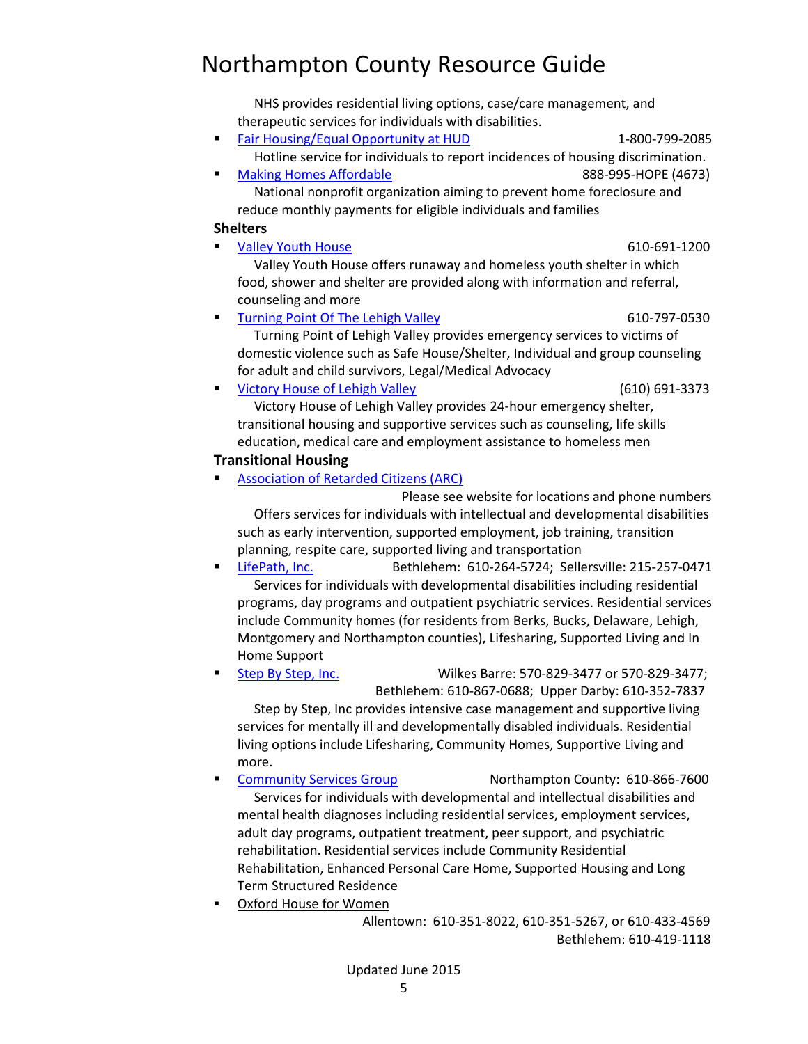NHS provides residential living options, case/care management, and therapeutic services for individuals with disabilities.

- Fair Housing/Equal Opportunity at HUD 1-800-799-2085
  Hotline service for individuals to report incidences of housing discrimination.
- Making Homes Affordable 888-995-HOPE (4673)
  National nonprofit organization aiming to prevent home foreclosure and reduce monthly payments for eligible individuals and families

**Shelters**

- Valley Youth House 610-691-1200
  Valley Youth House offers runaway and homeless youth shelter in which food, shower and shelter are provided along with information and referral, counseling and more
- Turning Point Of The Lehigh Valley 610-797-0530
  Turning Point of Lehigh Valley provides emergency services to victims of domestic violence such as Safe House/Shelter, Individual and group counseling for adult and child survivors, Legal/Medical Advocacy
- Victory House of Lehigh Valley (610) 691-3373
  Victory House of Lehigh Valley provides 24-hour emergency shelter, transitional housing and supportive services such as counseling, life skills education, medical care and employment assistance to homeless men

**Transitional Housing**

- Association of Retarded Citizens (ARC)
  Please see website for locations and phone numbers
  Offers services for individuals with intellectual and developmental disabilities such as early intervention, supported employment, job training, transition planning, respite care, supported living and transportation
- LifePath, Inc. Bethlehem: 610-264-5724; Sellersville: 215-257-0471
  Services for individuals with developmental disabilities including residential programs, day programs and outpatient psychiatric services. Residential services include Community homes (for residents from Berks, Bucks, Delaware, Lehigh, Montgomery and Northampton counties), Lifesharing, Supported Living and In Home Support
- Step By Step, Inc. Wilkes Barre: 570-829-3477 or 570-829-3477; Bethlehem: 610-867-0688; Upper Darby: 610-352-7837
  Step by Step, Inc provides intensive case management and supportive living services for mentally ill and developmentally disabled individuals. Residential living options include Lifesharing, Community Homes, Supportive Living and more.
- Community Services Group Northampton County: 610-866-7600
  Services for individuals with developmental and intellectual disabilities and mental health diagnoses including residential services, employment services, adult day programs, outpatient treatment, peer support, and psychiatric rehabilitation. Residential services include Community Residential Rehabilitation, Enhanced Personal Care Home, Supported Housing and Long Term Structured Residence
- Oxford House for Women
  Allentown: 610-351-8022, 610-351-5267, or 610-433-4569
  Bethlehem: 610-419-1118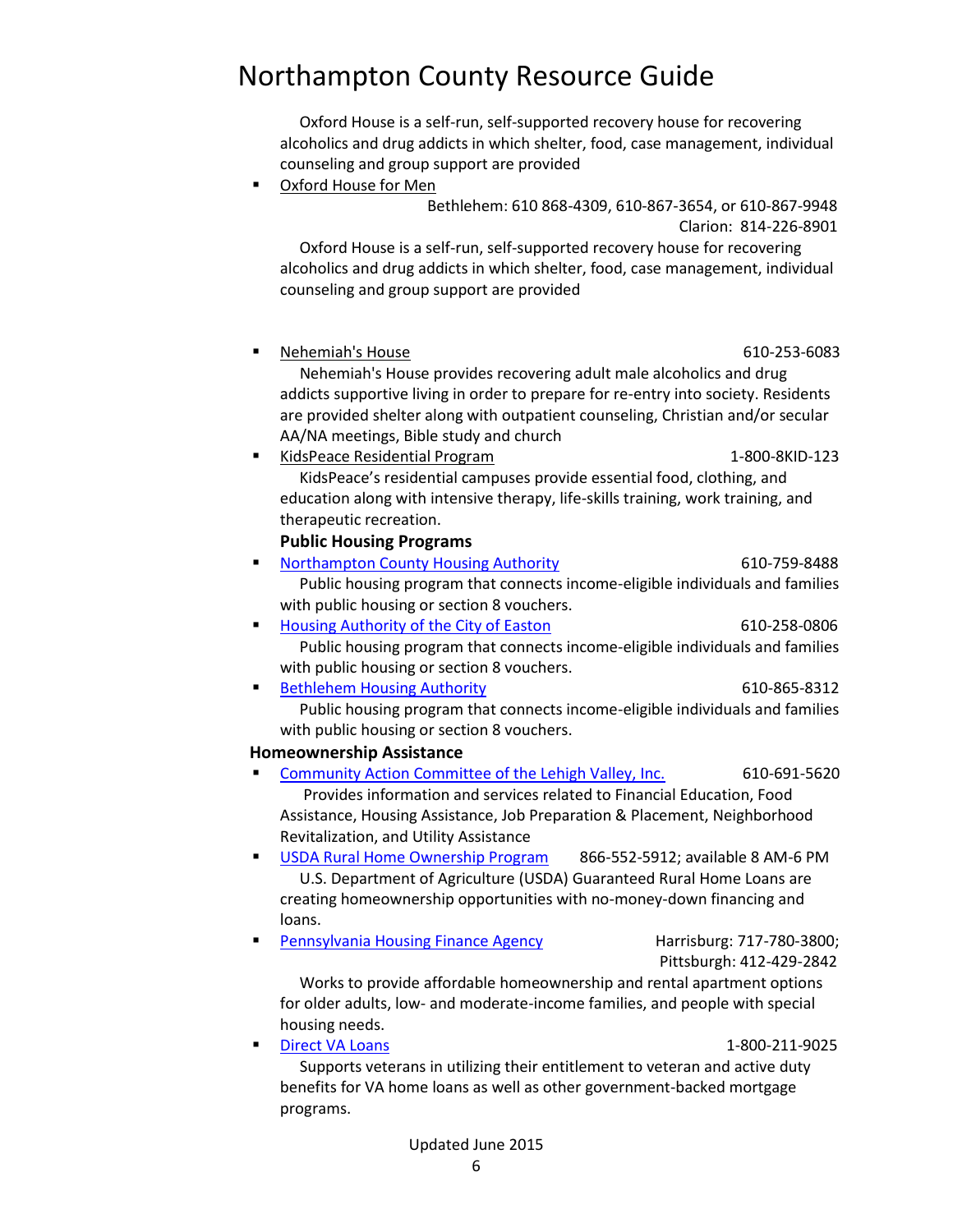Oxford House is a self-run, self-supported recovery house for recovering alcoholics and drug addicts in which shelter, food, case management, individual counseling and group support are provided

- Oxford House for Men — Bethlehem: 610 868-4309, 610-867-3654, or 610-867-9948; Clarion: 814-226-8901

  Oxford House is a self-run, self-supported recovery house for recovering alcoholics and drug addicts in which shelter, food, case management, individual counseling and group support are provided

- Nehemiah's House — 610-253-6083

  Nehemiah's House provides recovering adult male alcoholics and drug addicts supportive living in order to prepare for re-entry into society. Residents are provided shelter along with outpatient counseling, Christian and/or secular AA/NA meetings, Bible study and church

- KidsPeace Residential Program — 1-800-8KID-123

  KidsPeace's residential campuses provide essential food, clothing, and education along with intensive therapy, life-skills training, work training, and therapeutic recreation.

**Public Housing Programs**

- Northampton County Housing Authority — 610-759-8488

  Public housing program that connects income-eligible individuals and families with public housing or section 8 vouchers.

- Housing Authority of the City of Easton — 610-258-0806

  Public housing program that connects income-eligible individuals and families with public housing or section 8 vouchers.

- Bethlehem Housing Authority — 610-865-8312

  Public housing program that connects income-eligible individuals and families with public housing or section 8 vouchers.

**Homeownership Assistance**

- Community Action Committee of the Lehigh Valley, Inc. — 610-691-5620

  Provides information and services related to Financial Education, Food Assistance, Housing Assistance, Job Preparation & Placement, Neighborhood Revitalization, and Utility Assistance

- USDA Rural Home Ownership Program — 866-552-5912; available 8 AM-6 PM

  U.S. Department of Agriculture (USDA) Guaranteed Rural Home Loans are creating homeownership opportunities with no-money-down financing and loans.

- Pennsylvania Housing Finance Agency — Harrisburg: 717-780-3800; Pittsburgh: 412-429-2842

  Works to provide affordable homeownership and rental apartment options for older adults, low- and moderate-income families, and people with special housing needs.

- Direct VA Loans — 1-800-211-9025

  Supports veterans in utilizing their entitlement to veteran and active duty benefits for VA home loans as well as other government-backed mortgage programs.

Updated June 2015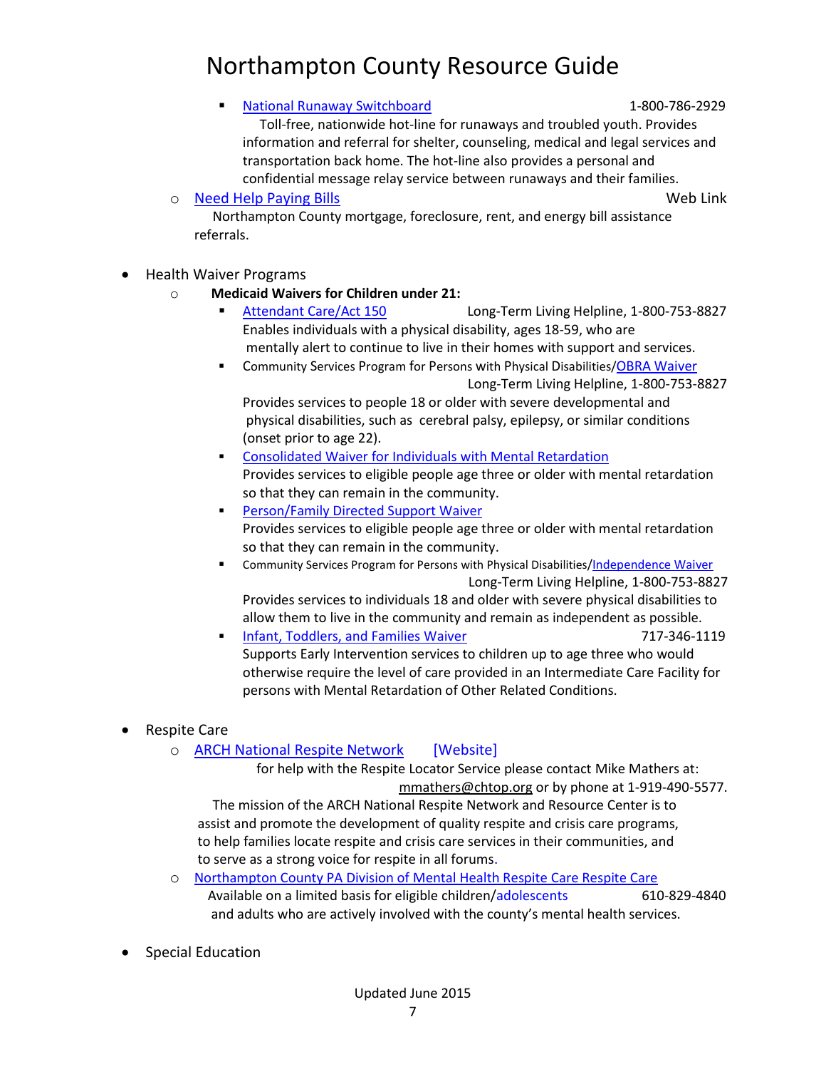- National Runaway Switchboard 1-800-786-2929
  Toll-free, nationwide hot-line for runaways and troubled youth. Provides information and referral for shelter, counseling, medical and legal services and transportation back home. The hot-line also provides a personal and confidential message relay service between runaways and their families.
- Need Help Paying Bills Web Link
  Northampton County mortgage, foreclosure, rent, and energy bill assistance referrals.

- Health Waiver Programs
  - **Medicaid Waivers for Children under 21:**
    - Attendant Care/Act 150 Long-Term Living Helpline, 1-800-753-8827
      Enables individuals with a physical disability, ages 18-59, who are mentally alert to continue to live in their homes with support and services.
    - Community Services Program for Persons with Physical Disabilities/OBRA Waiver
      Long-Term Living Helpline, 1-800-753-8827
      Provides services to people 18 or older with severe developmental and physical disabilities, such as cerebral palsy, epilepsy, or similar conditions (onset prior to age 22).
    - Consolidated Waiver for Individuals with Mental Retardation
      Provides services to eligible people age three or older with mental retardation so that they can remain in the community.
    - Person/Family Directed Support Waiver
      Provides services to eligible people age three or older with mental retardation so that they can remain in the community.
    - Community Services Program for Persons with Physical Disabilities/Independence Waiver
      Long-Term Living Helpline, 1-800-753-8827
      Provides services to individuals 18 and older with severe physical disabilities to allow them to live in the community and remain as independent as possible.
    - Infant, Toddlers, and Families Waiver 717-346-1119
      Supports Early Intervention services to children up to age three who would otherwise require the level of care provided in an Intermediate Care Facility for persons with Mental Retardation of Other Related Conditions.

- Respite Care
  - ARCH National Respite Network [Website]
    for help with the Respite Locator Service please contact Mike Mathers at: mmathers@chtop.org or by phone at 1-919-490-5577.
    The mission of the ARCH National Respite Network and Resource Center is to assist and promote the development of quality respite and crisis care programs, to help families locate respite and crisis care services in their communities, and to serve as a strong voice for respite in all forums.
  - Northampton County PA Division of Mental Health Respite Care Respite Care
    Available on a limited basis for eligible children/adolescents 610-829-4840
    and adults who are actively involved with the county's mental health services.

- Special Education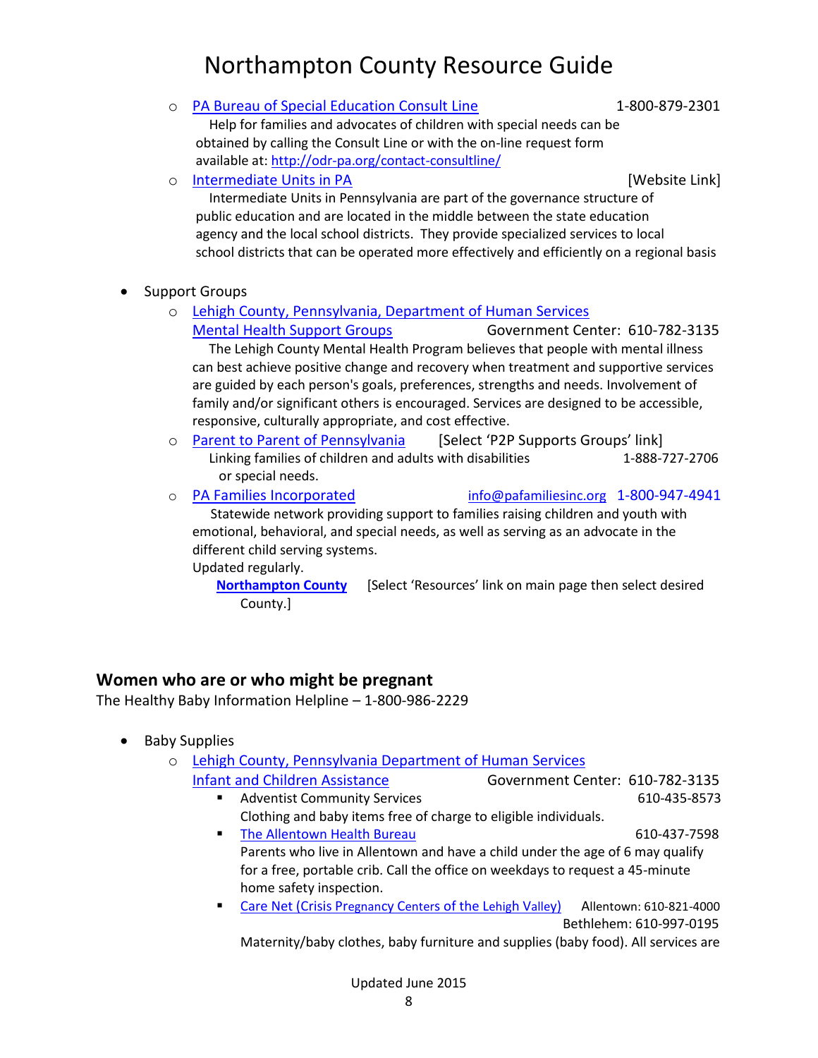- PA Bureau of Special Education Consult Line 1-800-879-2301
  Help for families and advocates of children with special needs can be obtained by calling the Consult Line or with the on-line request form available at: http://odr-pa.org/contact-consultline/
- Intermediate Units in PA [Website Link]
  Intermediate Units in Pennsylvania are part of the governance structure of public education and are located in the middle between the state education agency and the local school districts. They provide specialized services to local school districts that can be operated more effectively and efficiently on a regional basis

- Support Groups
  - Lehigh County, Pennsylvania, Department of Human Services
    Mental Health Support Groups Government Center: 610-782-3135
    The Lehigh County Mental Health Program believes that people with mental illness can best achieve positive change and recovery when treatment and supportive services are guided by each person's goals, preferences, strengths and needs. Involvement of family and/or significant others is encouraged. Services are designed to be accessible, responsive, culturally appropriate, and cost effective.
  - Parent to Parent of Pennsylvania [Select 'P2P Supports Groups' link]
    Linking families of children and adults with disabilities or special needs. 1-888-727-2706
  - PA Families Incorporated info@pafamiliesinc.org 1-800-947-4941
    Statewide network providing support to families raising children and youth with emotional, behavioral, and special needs, as well as serving as an advocate in the different child serving systems.
    Updated regularly.
    **Northampton County** [Select 'Resources' link on main page then select desired County.]

## Women who are or who might be pregnant

The Healthy Baby Information Helpline – 1-800-986-2229

- Baby Supplies
  - Lehigh County, Pennsylvania Department of Human Services
    Infant and Children Assistance Government Center: 610-782-3135
    - Adventist Community Services 610-435-8573
      Clothing and baby items free of charge to eligible individuals.
    - The Allentown Health Bureau 610-437-7598
      Parents who live in Allentown and have a child under the age of 6 may qualify for a free, portable crib. Call the office on weekdays to request a 45-minute home safety inspection.
    - Care Net (Crisis Pregnancy Centers of the Lehigh Valley) Allentown: 610-821-4000 Bethlehem: 610-997-0195
      Maternity/baby clothes, baby furniture and supplies (baby food). All services are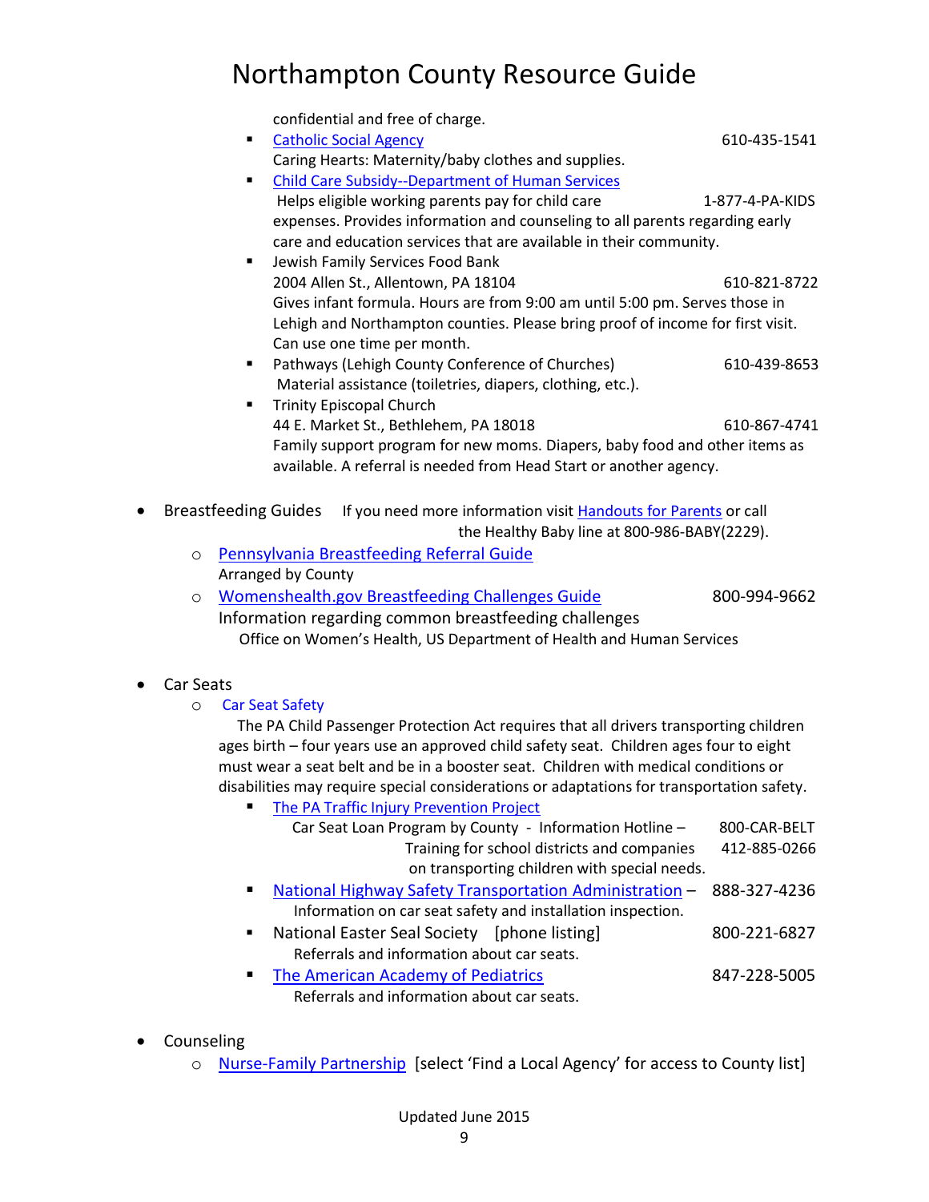confidential and free of charge.

  - Catholic Social Agency 610-435-1541
    Caring Hearts: Maternity/baby clothes and supplies.
  - Child Care Subsidy--Department of Human Services
    Helps eligible working parents pay for child care 1-877-4-PA-KIDS
    expenses. Provides information and counseling to all parents regarding early care and education services that are available in their community.
  - Jewish Family Services Food Bank
    2004 Allen St., Allentown, PA 18104 610-821-8722
    Gives infant formula. Hours are from 9:00 am until 5:00 pm. Serves those in Lehigh and Northampton counties. Please bring proof of income for first visit. Can use one time per month.
  - Pathways (Lehigh County Conference of Churches) 610-439-8653
    Material assistance (toiletries, diapers, clothing, etc.).
  - Trinity Episcopal Church
    44 E. Market St., Bethlehem, PA 18018 610-867-4741
    Family support program for new moms. Diapers, baby food and other items as available. A referral is needed from Head Start or another agency.

- Breastfeeding Guides If you need more information visit Handouts for Parents or call the Healthy Baby line at 800-986-BABY(2229).
  - Pennsylvania Breastfeeding Referral Guide
    Arranged by County
  - Womenshealth.gov Breastfeeding Challenges Guide 800-994-9662
    Information regarding common breastfeeding challenges
    Office on Women's Health, US Department of Health and Human Services

- Car Seats
  - Car Seat Safety
    The PA Child Passenger Protection Act requires that all drivers transporting children ages birth – four years use an approved child safety seat. Children ages four to eight must wear a seat belt and be in a booster seat. Children with medical conditions or disabilities may require special considerations or adaptations for transportation safety.
    - The PA Traffic Injury Prevention Project
      Car Seat Loan Program by County - Information Hotline – 800-CAR-BELT
      Training for school districts and companies 412-885-0266
      on transporting children with special needs.
    - National Highway Safety Transportation Administration – 888-327-4236
      Information on car seat safety and installation inspection.
    - National Easter Seal Society [phone listing] 800-221-6827
      Referrals and information about car seats.
    - The American Academy of Pediatrics 847-228-5005
      Referrals and information about car seats.

- Counseling
  - Nurse-Family Partnership [select 'Find a Local Agency' for access to County list]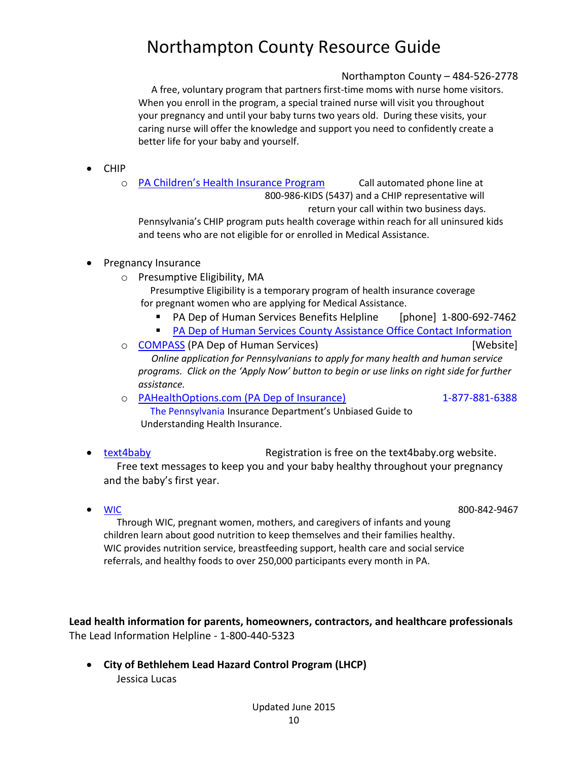Northampton County – 484-526-2778

A free, voluntary program that partners first-time moms with nurse home visitors. When you enroll in the program, a special trained nurse will visit you throughout your pregnancy and until your baby turns two years old. During these visits, your caring nurse will offer the knowledge and support you need to confidently create a better life for your baby and yourself.

- CHIP
  - PA Children's Health Insurance Program — Call automated phone line at 800-986-KIDS (5437) and a CHIP representative will return your call within two business days.

    Pennsylvania's CHIP program puts health coverage within reach for all uninsured kids and teens who are not eligible for or enrolled in Medical Assistance.

- Pregnancy Insurance
  - Presumptive Eligibility, MA

    Presumptive Eligibility is a temporary program of health insurance coverage for pregnant women who are applying for Medical Assistance.
    - PA Dep of Human Services Benefits Helpline [phone] 1-800-692-7462
    - PA Dep of Human Services County Assistance Office Contact Information
  - COMPASS (PA Dep of Human Services) [Website]

    *Online application for Pennsylvanians to apply for many health and human service programs. Click on the 'Apply Now' button to begin or use links on right side for further assistance.*
  - PAHealthOptions.com (PA Dep of Insurance) 1-877-881-6388

    The Pennsylvania Insurance Department's Unbiased Guide to Understanding Health Insurance.

- text4baby — Registration is free on the text4baby.org website.

  Free text messages to keep you and your baby healthy throughout your pregnancy and the baby's first year.

- WIC 800-842-9467

  Through WIC, pregnant women, mothers, and caregivers of infants and young children learn about good nutrition to keep themselves and their families healthy. WIC provides nutrition service, breastfeeding support, health care and social service referrals, and healthy foods to over 250,000 participants every month in PA.

**Lead health information for parents, homeowners, contractors, and healthcare professionals**

The Lead Information Helpline - 1-800-440-5323

- **City of Bethlehem Lead Hazard Control Program (LHCP)**

  Jessica Lucas

Updated June 2015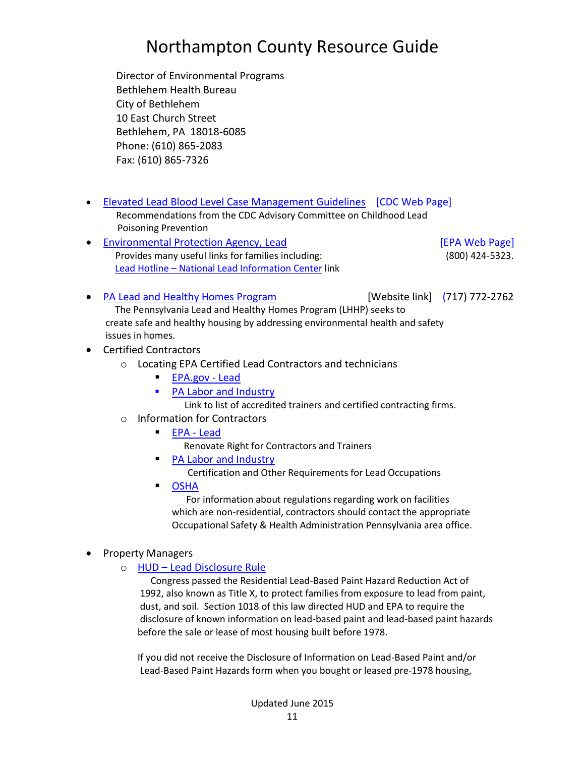Director of Environmental Programs
Bethlehem Health Bureau
City of Bethlehem
10 East Church Street
Bethlehem, PA 18018-6085
Phone: (610) 865-2083
Fax: (610) 865-7326

- Elevated Lead Blood Level Case Management Guidelines [CDC Web Page]
  Recommendations from the CDC Advisory Committee on Childhood Lead Poisoning Prevention
- Environmental Protection Agency, Lead [EPA Web Page] (800) 424-5323.
  Provides many useful links for families including:
  Lead Hotline – National Lead Information Center link
- PA Lead and Healthy Homes Program [Website link] (717) 772-2762
  The Pennsylvania Lead and Healthy Homes Program (LHHP) seeks to create safe and healthy housing by addressing environmental health and safety issues in homes.
- Certified Contractors
  - Locating EPA Certified Lead Contractors and technicians
    - EPA.gov - Lead
    - PA Labor and Industry
      Link to list of accredited trainers and certified contracting firms.
  - Information for Contractors
    - EPA - Lead
      Renovate Right for Contractors and Trainers
    - PA Labor and Industry
      Certification and Other Requirements for Lead Occupations
    - OSHA
      For information about regulations regarding work on facilities which are non-residential, contractors should contact the appropriate Occupational Safety & Health Administration Pennsylvania area office.
- Property Managers
  - HUD – Lead Disclosure Rule
    Congress passed the Residential Lead-Based Paint Hazard Reduction Act of 1992, also known as Title X, to protect families from exposure to lead from paint, dust, and soil. Section 1018 of this law directed HUD and EPA to require the disclosure of known information on lead-based paint and lead-based paint hazards before the sale or lease of most housing built before 1978.

    If you did not receive the Disclosure of Information on Lead-Based Paint and/or Lead-Based Paint Hazards form when you bought or leased pre-1978 housing,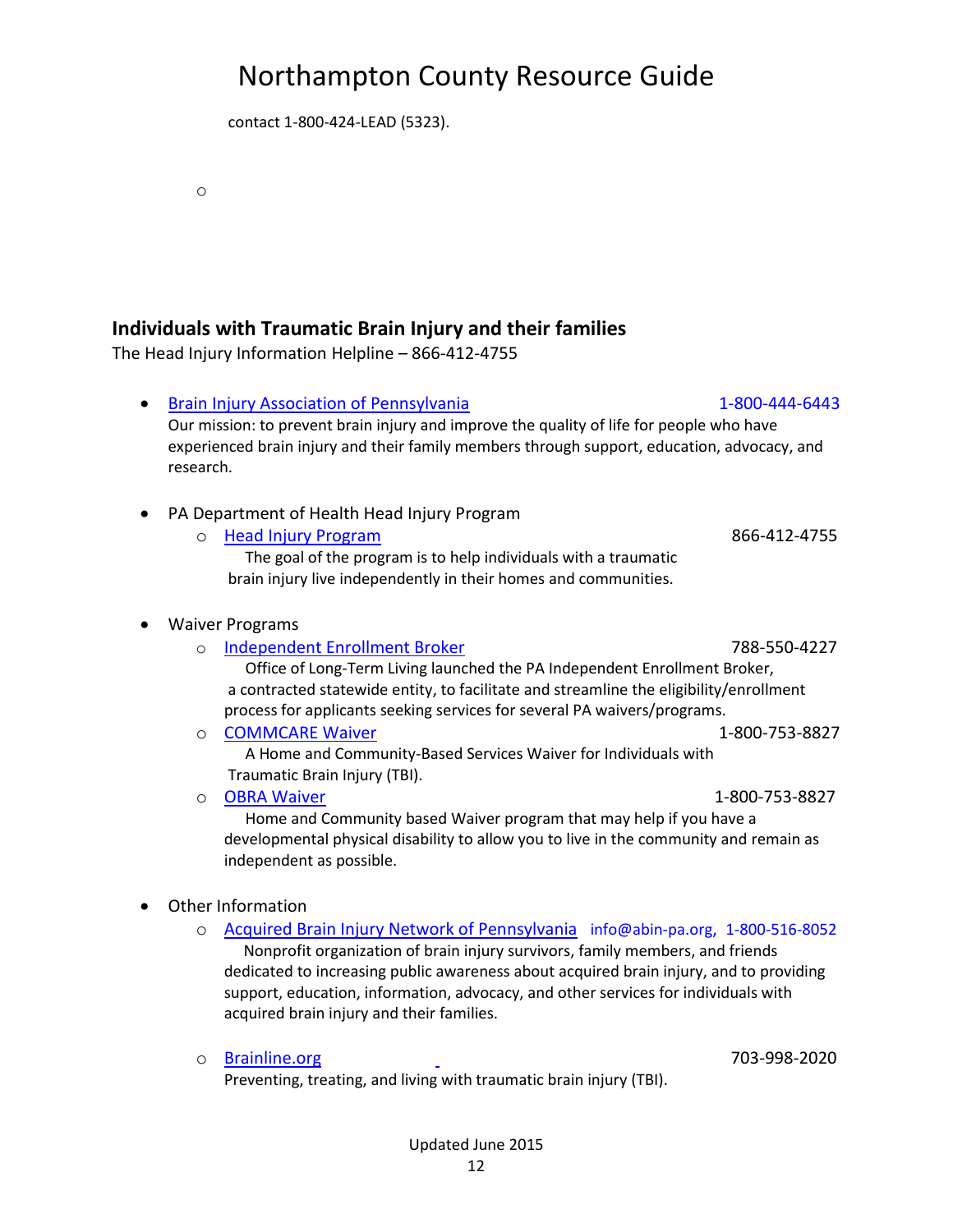contact 1-800-424-LEAD (5323).

## Individuals with Traumatic Brain Injury and their families

The Head Injury Information Helpline – 866-412-4755

- Brain Injury Association of Pennsylvania 1-800-444-6443
  Our mission: to prevent brain injury and improve the quality of life for people who have experienced brain injury and their family members through support, education, advocacy, and research.

- PA Department of Health Head Injury Program
  - Head Injury Program 866-412-4755
    The goal of the program is to help individuals with a traumatic brain injury live independently in their homes and communities.

- Waiver Programs
  - Independent Enrollment Broker 788-550-4227
    Office of Long-Term Living launched the PA Independent Enrollment Broker, a contracted statewide entity, to facilitate and streamline the eligibility/enrollment process for applicants seeking services for several PA waivers/programs.
  - COMMCARE Waiver 1-800-753-8827
    A Home and Community-Based Services Waiver for Individuals with Traumatic Brain Injury (TBI).
  - OBRA Waiver 1-800-753-8827
    Home and Community based Waiver program that may help if you have a developmental physical disability to allow you to live in the community and remain as independent as possible.

- Other Information
  - Acquired Brain Injury Network of Pennsylvania info@abin-pa.org, 1-800-516-8052
    Nonprofit organization of brain injury survivors, family members, and friends dedicated to increasing public awareness about acquired brain injury, and to providing support, education, information, advocacy, and other services for individuals with acquired brain injury and their families.
  - Brainline.org 703-998-2020
    Preventing, treating, and living with traumatic brain injury (TBI).

Updated June 2015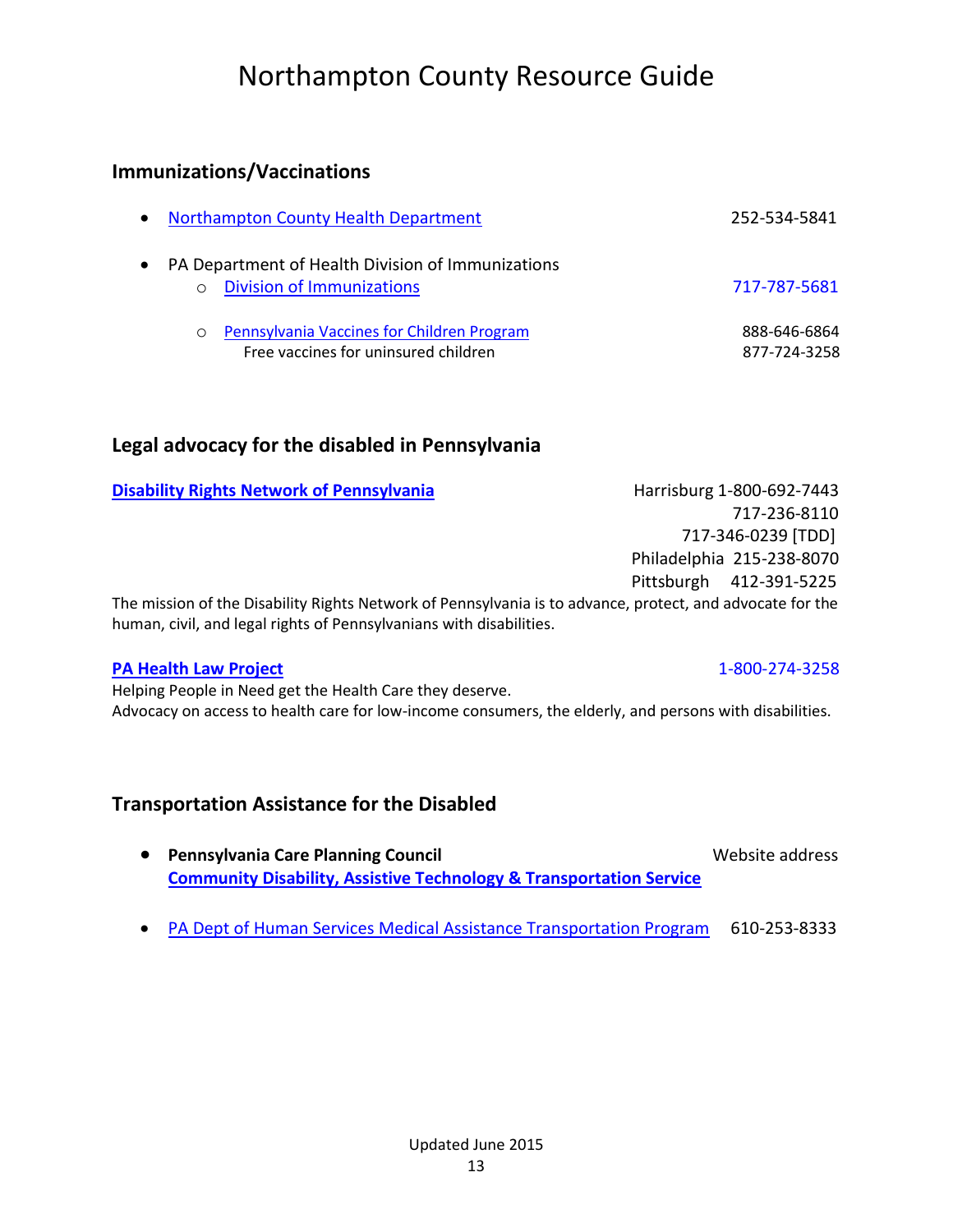# Northampton County Resource Guide

## Immunizations/Vaccinations

- Northampton County Health Department 252-534-5841
- PA Department of Health Division of Immunizations
  - Division of Immunizations 717-787-5681
  - Pennsylvania Vaccines for Children Program 888-646-6864
    Free vaccines for uninsured children 877-724-3258

## Legal advocacy for the disabled in Pennsylvania

**Disability Rights Network of Pennsylvania**

Harrisburg 1-800-692-7443
717-236-8110
717-346-0239 [TDD]
Philadelphia 215-238-8070
Pittsburgh 412-391-5225

The mission of the Disability Rights Network of Pennsylvania is to advance, protect, and advocate for the human, civil, and legal rights of Pennsylvanians with disabilities.

**PA Health Law Project** 1-800-274-3258

Helping People in Need get the Health Care they deserve.
Advocacy on access to health care for low-income consumers, the elderly, and persons with disabilities.

## Transportation Assistance for the Disabled

- **Pennsylvania Care Planning Council** Website address
  **Community Disability, Assistive Technology & Transportation Service**
- PA Dept of Human Services Medical Assistance Transportation Program 610-253-8333

Updated June 2015